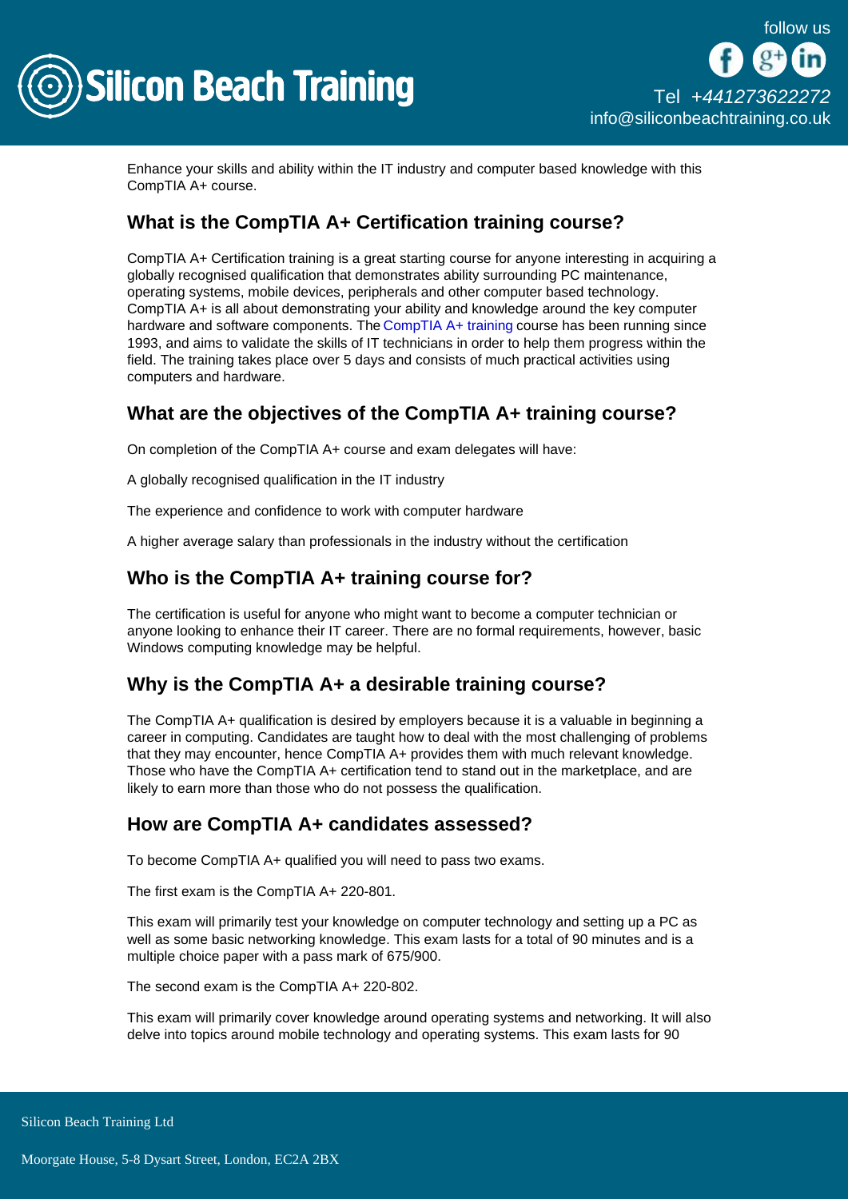Enhance your skills and ability within the IT industry and computer based knowledge with this CompTIA A+ course.

## What is the CompTIA A+ Certification training course?

CompTIA A+ Certification training is a great starting course for anyone interesting in acquiring a globally recognised qualification that demonstrates ability surrounding PC maintenance, operating systems, mobile devices, peripherals and other computer based technology. CompTIA A+ is all about demonstrating your ability and knowledge around the key computer hardware and software components. The CompTIA A+ training course has been running since 1993, and aims to validate the skills of IT technicians in order to help them progress within the field. The training takes place over 5 days and consists of much practical activities using computers and hardware.

## What are the objectives of the CompTIA A+ training course?

On completion of the CompTIA A+ course and exam delegates will have:

A globally recognised qualification in the IT industry

The experience and confidence to work with computer hardware

A higher average salary than professionals in the industry without the certification

## Who is the CompTIA A+ training course for?

The certification is useful for anyone who might want to become a computer technician or anyone looking to enhance their IT career. There are no formal requirements, however, basic Windows computing knowledge may be helpful.

## Why is the CompTIA A+ a desirable training course?

The CompTIA A+ qualification is desired by employers because it is a valuable in beginning a career in computing. Candidates are taught how to deal with the most challenging of problems that they may encounter, hence CompTIA A+ provides them with much relevant knowledge. Those who have the CompTIA A+ certification tend to stand out in the marketplace, and are likely to earn more than those who do not possess the qualification.

## How are CompTIA A+ candidates assessed?

To become CompTIA A+ qualified you will need to pass two exams.

The first exam is the CompTIA A+ 220-801.

This exam will primarily test your knowledge on computer technology and setting up a PC as well as some basic networking knowledge. This exam lasts for a total of 90 minutes and is a multiple choice paper with a pass mark of 675/900.

The second exam is the CompTIA A+ 220-802.

This exam will primarily cover knowledge around operating systems and networking. It will also delve into topics around mobile technology and operating systems. This exam lasts for 90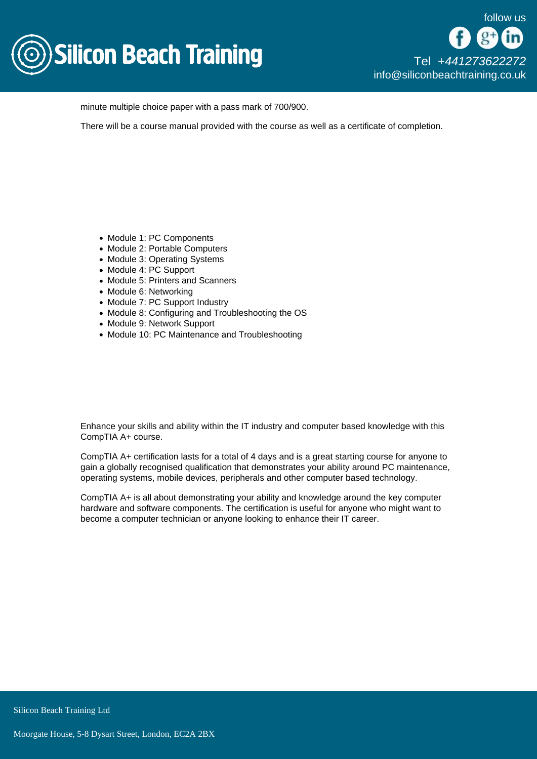minute multiple choice paper with a pass mark of 700/900.

There will be a course manual provided with the course as well as a certificate of completion.

- Module 1: PC Components
- Module 2: Portable Computers
- Module 3: Operating Systems
- Module 4: PC Support
- Module 5: Printers and Scanners
- Module 6: Networking
- Module 7: PC Support Industry
- Module 8: Configuring and Troubleshooting the OS
- Module 9: Network Support
- Module 10: PC Maintenance and Troubleshooting

Enhance your skills and ability within the IT industry and computer based knowledge with this CompTIA A+ course.

CompTIA A+ certification lasts for a total of 4 days and is a great starting course for anyone to gain a globally recognised qualification that demonstrates your ability around PC maintenance, operating systems, mobile devices, peripherals and other computer based technology.

CompTIA A+ is all about demonstrating your ability and knowledge around the key computer hardware and software components. The certification is useful for anyone who might want to become a computer technician or anyone looking to enhance their IT career.